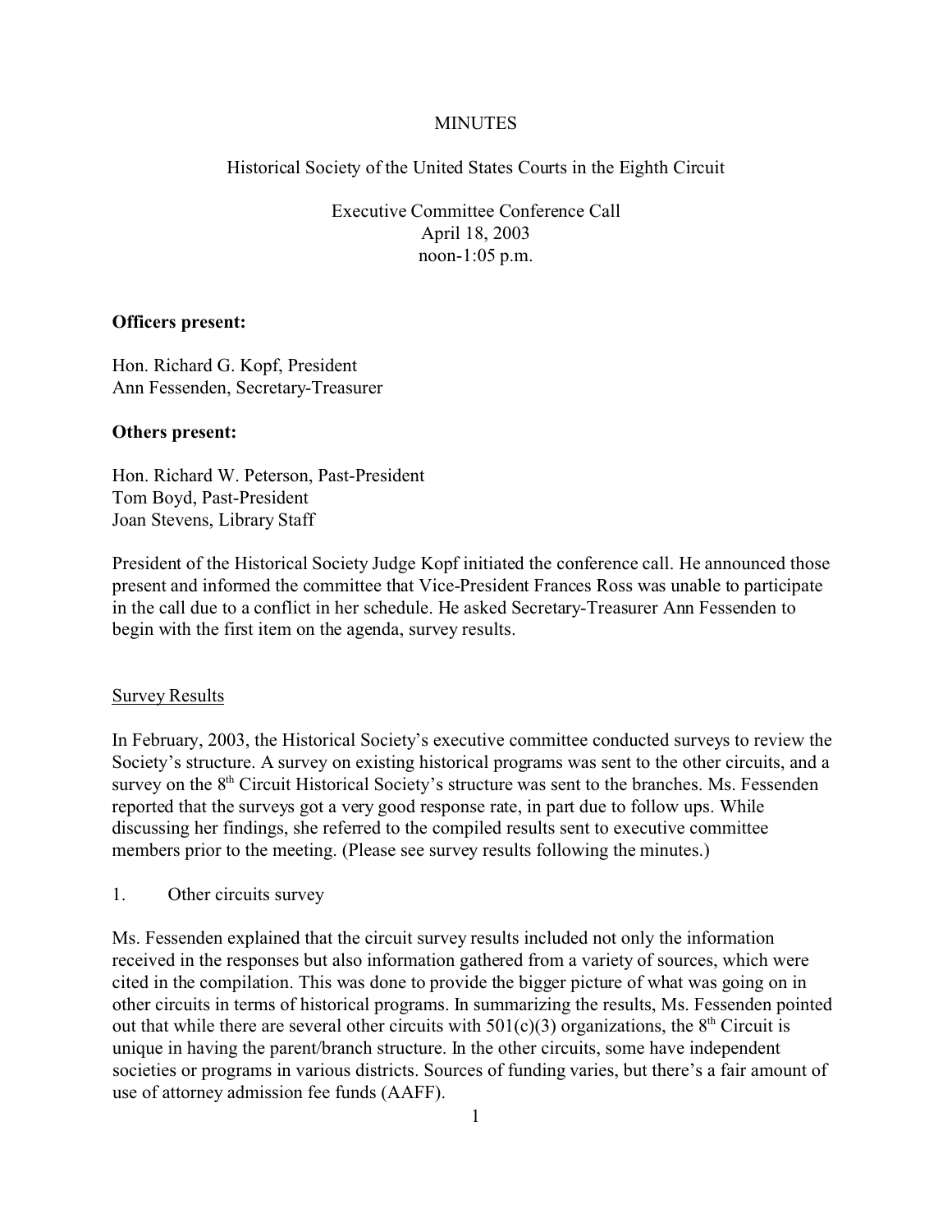# MINUTES

## Historical Society of the United States Courts in the Eighth Circuit

Executive Committee Conference Call
April 18, 2003
noon-1:05 p.m.

**Officers present:**

Hon. Richard G. Kopf, President
Ann Fessenden, Secretary-Treasurer

**Others present:**

Hon. Richard W. Peterson, Past-President
Tom Boyd, Past-President
Joan Stevens, Library Staff

President of the Historical Society Judge Kopf initiated the conference call. He announced those present and informed the committee that Vice-President Frances Ross was unable to participate in the call due to a conflict in her schedule. He asked Secretary-Treasurer Ann Fessenden to begin with the first item on the agenda, survey results.

### Survey Results

In February, 2003, the Historical Society's executive committee conducted surveys to review the Society's structure. A survey on existing historical programs was sent to the other circuits, and a survey on the 8th Circuit Historical Society's structure was sent to the branches. Ms. Fessenden reported that the surveys got a very good response rate, in part due to follow ups. While discussing her findings, she referred to the compiled results sent to executive committee members prior to the meeting. (Please see survey results following the minutes.)

1. Other circuits survey

Ms. Fessenden explained that the circuit survey results included not only the information received in the responses but also information gathered from a variety of sources, which were cited in the compilation. This was done to provide the bigger picture of what was going on in other circuits in terms of historical programs. In summarizing the results, Ms. Fessenden pointed out that while there are several other circuits with 501(c)(3) organizations, the 8th Circuit is unique in having the parent/branch structure. In the other circuits, some have independent societies or programs in various districts. Sources of funding varies, but there's a fair amount of use of attorney admission fee funds (AAFF).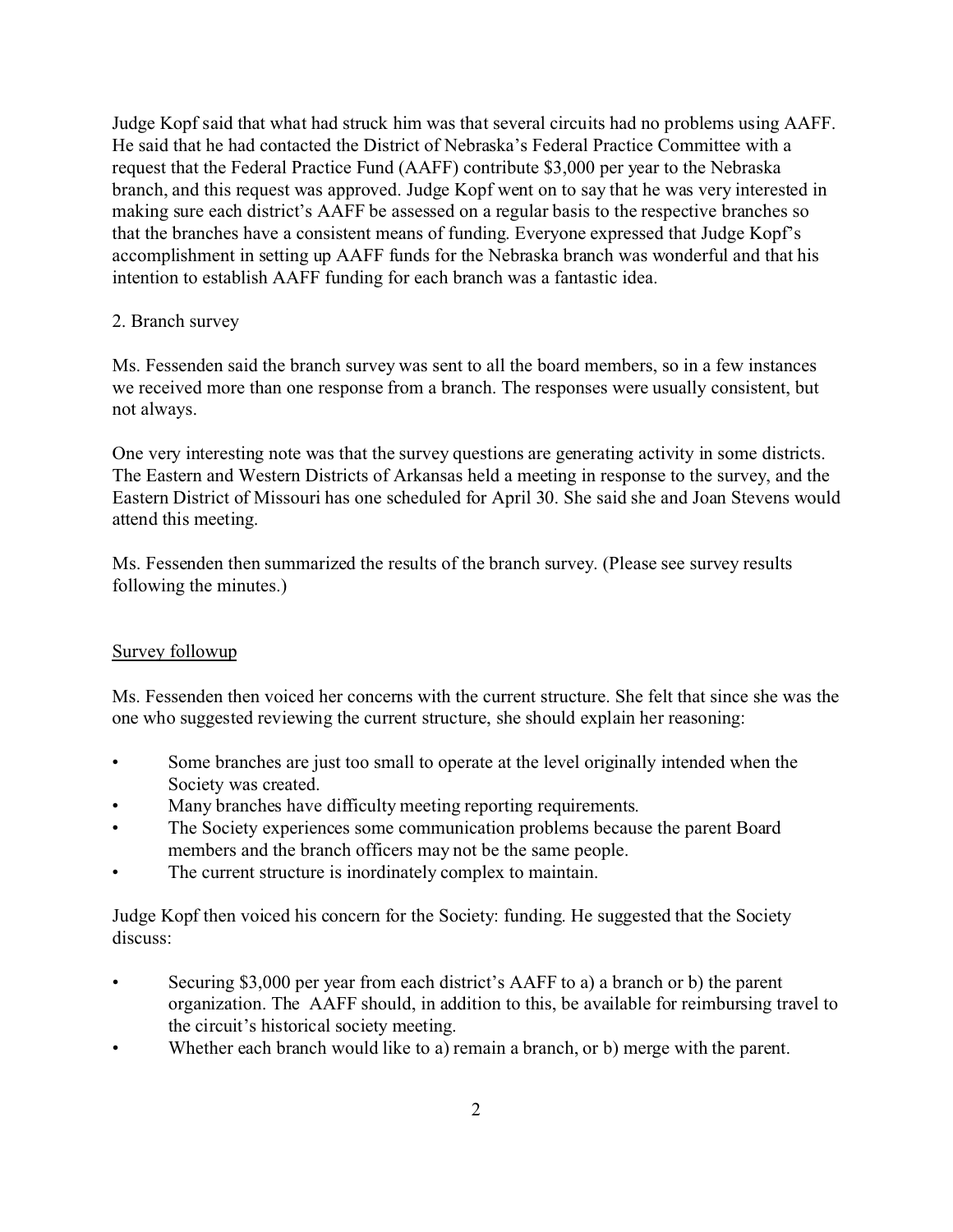Judge Kopf said that what had struck him was that several circuits had no problems using AAFF. He said that he had contacted the District of Nebraska's Federal Practice Committee with a request that the Federal Practice Fund (AAFF) contribute $3,000 per year to the Nebraska branch, and this request was approved. Judge Kopf went on to say that he was very interested in making sure each district's AAFF be assessed on a regular basis to the respective branches so that the branches have a consistent means of funding. Everyone expressed that Judge Kopf's accomplishment in setting up AAFF funds for the Nebraska branch was wonderful and that his intention to establish AAFF funding for each branch was a fantastic idea.

2. Branch survey

Ms. Fessenden said the branch survey was sent to all the board members, so in a few instances we received more than one response from a branch. The responses were usually consistent, but not always.

One very interesting note was that the survey questions are generating activity in some districts. The Eastern and Western Districts of Arkansas held a meeting in response to the survey, and the Eastern District of Missouri has one scheduled for April 30. She said she and Joan Stevens would attend this meeting.

Ms. Fessenden then summarized the results of the branch survey. (Please see survey results following the minutes.)

<u>Survey followup</u>

Ms. Fessenden then voiced her concerns with the current structure. She felt that since she was the one who suggested reviewing the current structure, she should explain her reasoning:

- Some branches are just too small to operate at the level originally intended when the Society was created.
- Many branches have difficulty meeting reporting requirements.
- The Society experiences some communication problems because the parent Board members and the branch officers may not be the same people.
- The current structure is inordinately complex to maintain.

Judge Kopf then voiced his concern for the Society: funding. He suggested that the Society discuss:

- Securing $3,000 per year from each district's AAFF to a) a branch or b) the parent organization. The AAFF should, in addition to this, be available for reimbursing travel to the circuit's historical society meeting.
- Whether each branch would like to a) remain a branch, or b) merge with the parent.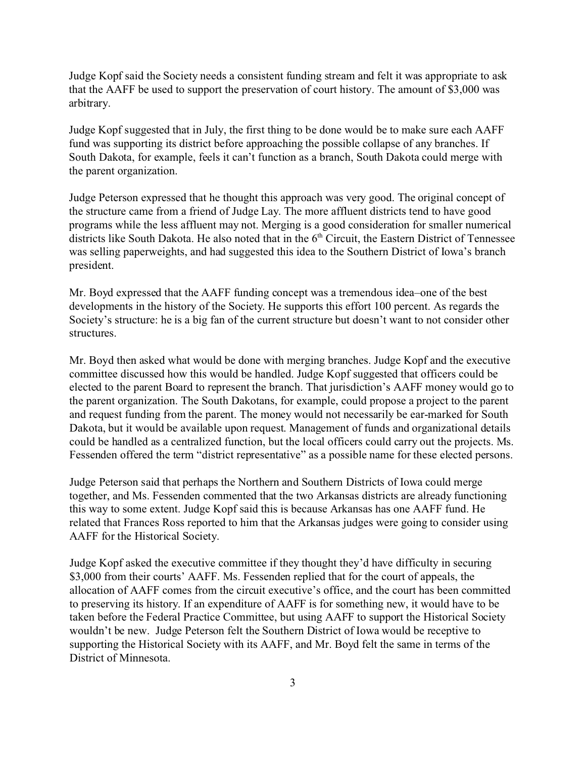Judge Kopf said the Society needs a consistent funding stream and felt it was appropriate to ask that the AAFF be used to support the preservation of court history. The amount of $3,000 was arbitrary.

Judge Kopf suggested that in July, the first thing to be done would be to make sure each AAFF fund was supporting its district before approaching the possible collapse of any branches. If South Dakota, for example, feels it can't function as a branch, South Dakota could merge with the parent organization.

Judge Peterson expressed that he thought this approach was very good. The original concept of the structure came from a friend of Judge Lay. The more affluent districts tend to have good programs while the less affluent may not. Merging is a good consideration for smaller numerical districts like South Dakota. He also noted that in the 6th Circuit, the Eastern District of Tennessee was selling paperweights, and had suggested this idea to the Southern District of Iowa's branch president.

Mr. Boyd expressed that the AAFF funding concept was a tremendous idea–one of the best developments in the history of the Society. He supports this effort 100 percent. As regards the Society's structure: he is a big fan of the current structure but doesn't want to not consider other structures.

Mr. Boyd then asked what would be done with merging branches. Judge Kopf and the executive committee discussed how this would be handled. Judge Kopf suggested that officers could be elected to the parent Board to represent the branch. That jurisdiction's AAFF money would go to the parent organization. The South Dakotans, for example, could propose a project to the parent and request funding from the parent. The money would not necessarily be ear-marked for South Dakota, but it would be available upon request. Management of funds and organizational details could be handled as a centralized function, but the local officers could carry out the projects. Ms. Fessenden offered the term "district representative" as a possible name for these elected persons.

Judge Peterson said that perhaps the Northern and Southern Districts of Iowa could merge together, and Ms. Fessenden commented that the two Arkansas districts are already functioning this way to some extent. Judge Kopf said this is because Arkansas has one AAFF fund. He related that Frances Ross reported to him that the Arkansas judges were going to consider using AAFF for the Historical Society.

Judge Kopf asked the executive committee if they thought they'd have difficulty in securing $3,000 from their courts' AAFF. Ms. Fessenden replied that for the court of appeals, the allocation of AAFF comes from the circuit executive's office, and the court has been committed to preserving its history. If an expenditure of AAFF is for something new, it would have to be taken before the Federal Practice Committee, but using AAFF to support the Historical Society wouldn't be new. Judge Peterson felt the Southern District of Iowa would be receptive to supporting the Historical Society with its AAFF, and Mr. Boyd felt the same in terms of the District of Minnesota.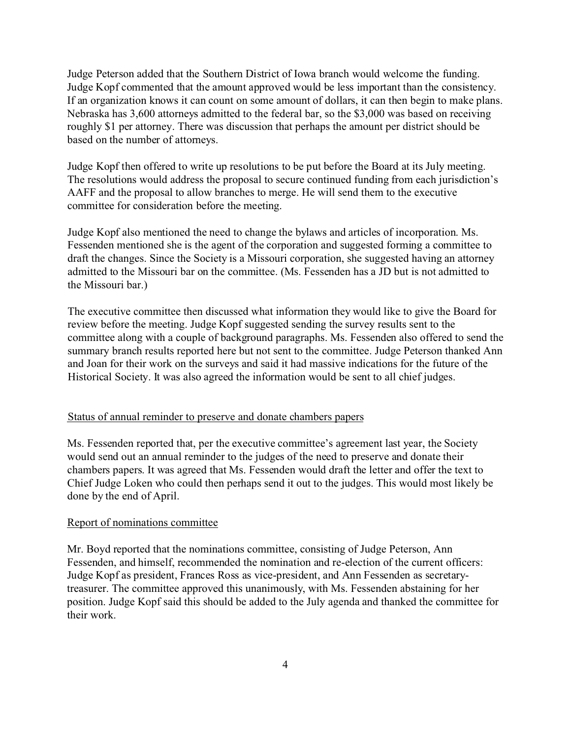Judge Peterson added that the Southern District of Iowa branch would welcome the funding. Judge Kopf commented that the amount approved would be less important than the consistency. If an organization knows it can count on some amount of dollars, it can then begin to make plans. Nebraska has 3,600 attorneys admitted to the federal bar, so the $3,000 was based on receiving roughly $1 per attorney. There was discussion that perhaps the amount per district should be based on the number of attorneys.

Judge Kopf then offered to write up resolutions to be put before the Board at its July meeting. The resolutions would address the proposal to secure continued funding from each jurisdiction's AAFF and the proposal to allow branches to merge. He will send them to the executive committee for consideration before the meeting.

Judge Kopf also mentioned the need to change the bylaws and articles of incorporation. Ms. Fessenden mentioned she is the agent of the corporation and suggested forming a committee to draft the changes. Since the Society is a Missouri corporation, she suggested having an attorney admitted to the Missouri bar on the committee. (Ms. Fessenden has a JD but is not admitted to the Missouri bar.)

The executive committee then discussed what information they would like to give the Board for review before the meeting. Judge Kopf suggested sending the survey results sent to the committee along with a couple of background paragraphs. Ms. Fessenden also offered to send the summary branch results reported here but not sent to the committee. Judge Peterson thanked Ann and Joan for their work on the surveys and said it had massive indications for the future of the Historical Society. It was also agreed the information would be sent to all chief judges.

<u>Status of annual reminder to preserve and donate chambers papers</u>

Ms. Fessenden reported that, per the executive committee's agreement last year, the Society would send out an annual reminder to the judges of the need to preserve and donate their chambers papers. It was agreed that Ms. Fessenden would draft the letter and offer the text to Chief Judge Loken who could then perhaps send it out to the judges. This would most likely be done by the end of April.

<u>Report of nominations committee</u>

Mr. Boyd reported that the nominations committee, consisting of Judge Peterson, Ann Fessenden, and himself, recommended the nomination and re-election of the current officers: Judge Kopf as president, Frances Ross as vice-president, and Ann Fessenden as secretary-treasurer. The committee approved this unanimously, with Ms. Fessenden abstaining for her position. Judge Kopf said this should be added to the July agenda and thanked the committee for their work.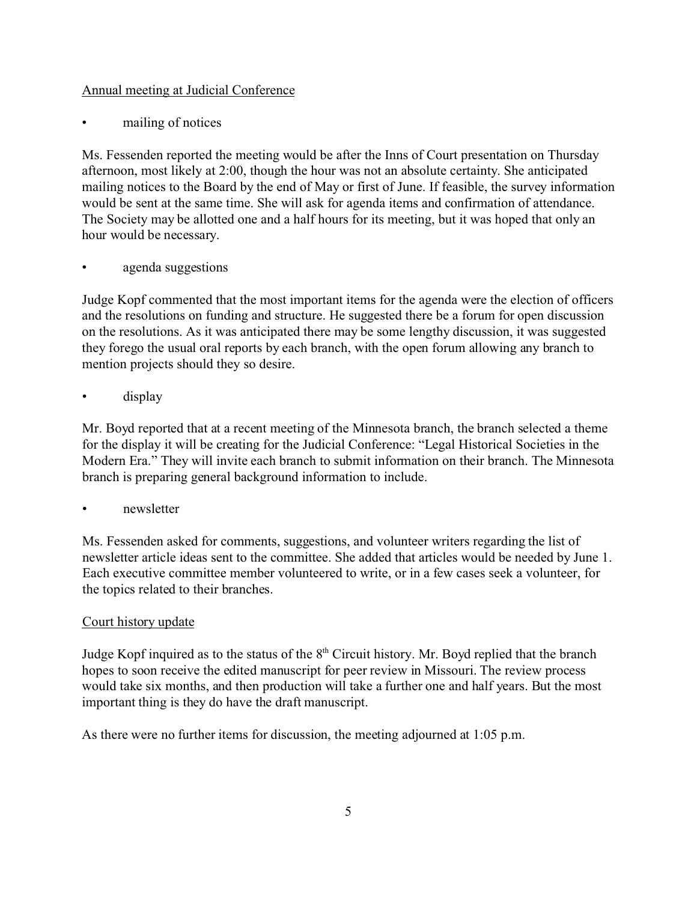<u>Annual meeting at Judicial Conference</u>

- mailing of notices

Ms. Fessenden reported the meeting would be after the Inns of Court presentation on Thursday afternoon, most likely at 2:00, though the hour was not an absolute certainty. She anticipated mailing notices to the Board by the end of May or first of June. If feasible, the survey information would be sent at the same time. She will ask for agenda items and confirmation of attendance. The Society may be allotted one and a half hours for its meeting, but it was hoped that only an hour would be necessary.

- agenda suggestions

Judge Kopf commented that the most important items for the agenda were the election of officers and the resolutions on funding and structure. He suggested there be a forum for open discussion on the resolutions. As it was anticipated there may be some lengthy discussion, it was suggested they forego the usual oral reports by each branch, with the open forum allowing any branch to mention projects should they so desire.

- display

Mr. Boyd reported that at a recent meeting of the Minnesota branch, the branch selected a theme for the display it will be creating for the Judicial Conference: "Legal Historical Societies in the Modern Era." They will invite each branch to submit information on their branch. The Minnesota branch is preparing general background information to include.

- newsletter

Ms. Fessenden asked for comments, suggestions, and volunteer writers regarding the list of newsletter article ideas sent to the committee. She added that articles would be needed by June 1. Each executive committee member volunteered to write, or in a few cases seek a volunteer, for the topics related to their branches.

<u>Court history update</u>

Judge Kopf inquired as to the status of the 8th Circuit history. Mr. Boyd replied that the branch hopes to soon receive the edited manuscript for peer review in Missouri. The review process would take six months, and then production will take a further one and half years. But the most important thing is they do have the draft manuscript.

As there were no further items for discussion, the meeting adjourned at 1:05 p.m.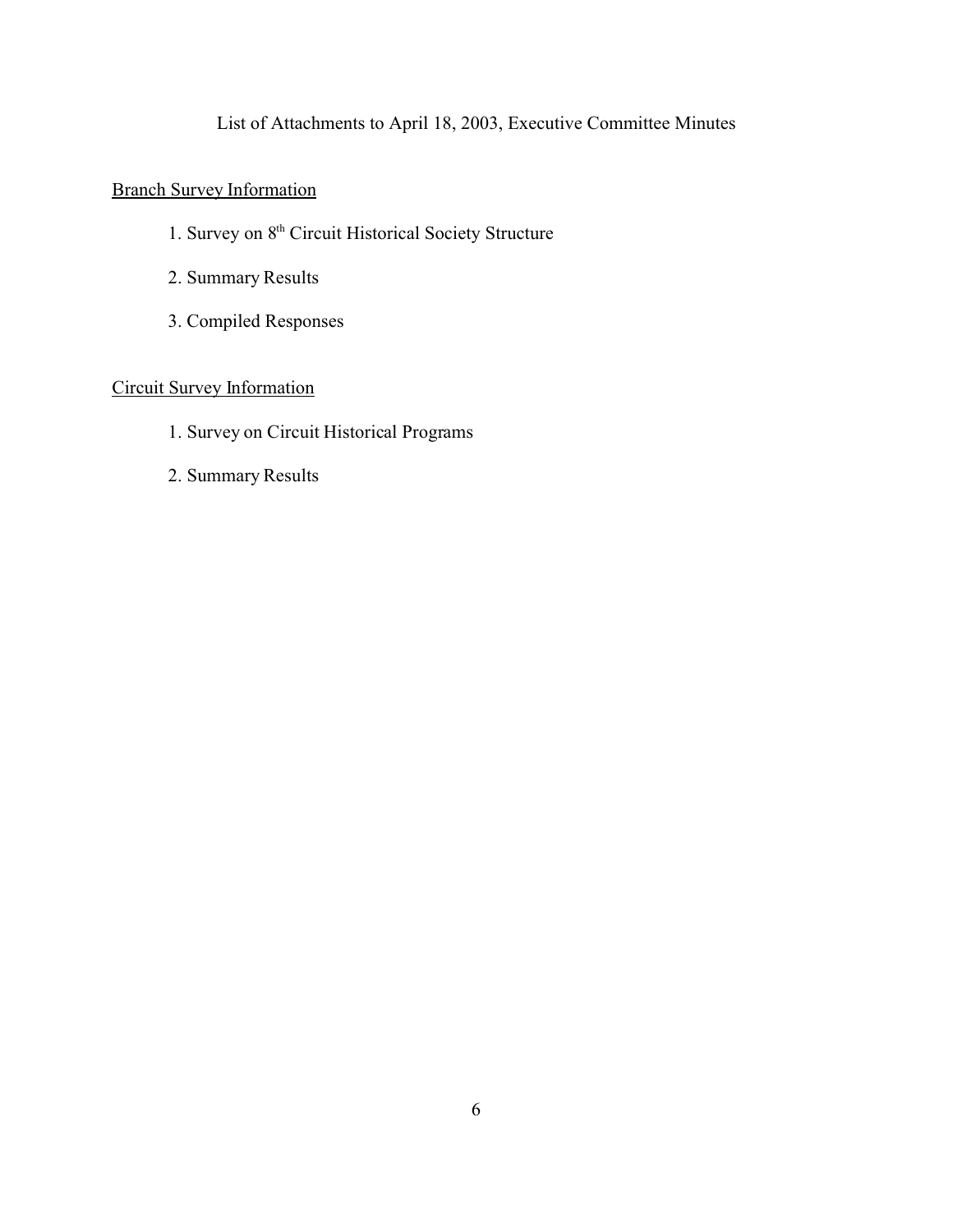List of Attachments to April 18, 2003, Executive Committee Minutes

Branch Survey Information

1. Survey on 8th Circuit Historical Society Structure
2. Summary Results
3. Compiled Responses

Circuit Survey Information

1. Survey on Circuit Historical Programs
2. Summary Results